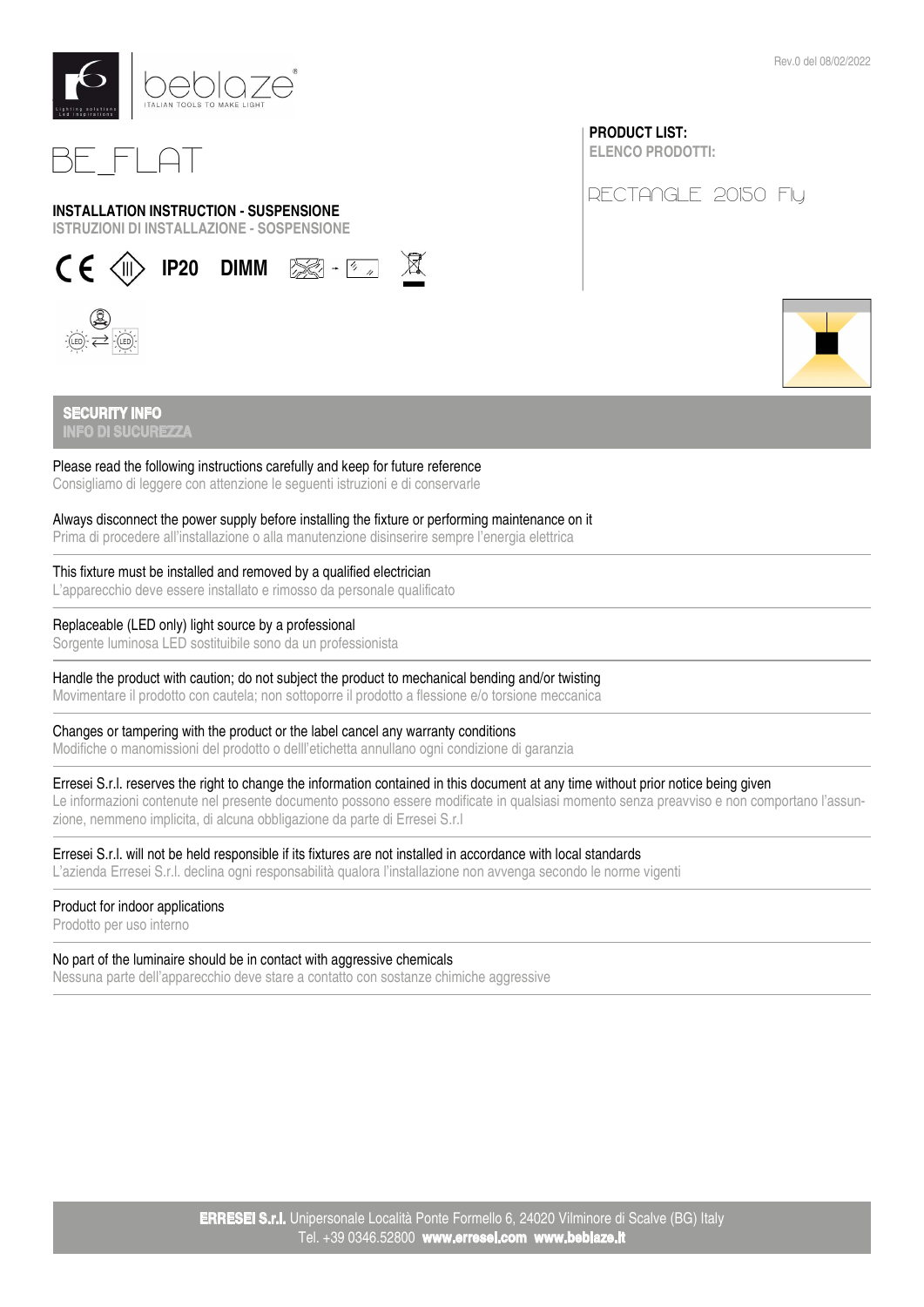Rev.0 del 08/02/2022

beblaze®
ITALIAN TOOLS TO MAKE LIGHT

# BE_FLAT

## INSTALLATION INSTRUCTION - SUSPENSIONE
ISTRUZIONI DI INSTALLAZIONE - SOSPENSIONE

IP20 DIMM

**PRODUCT LIST:**
ELENCO PRODOTTI:

RECTANGLE 20150 Fly

## SECURITY INFO
INFO DI SUCUREZZA

Please read the following instructions carefully and keep for future reference
Consigliamo di leggere con attenzione le seguenti istruzioni e di conservarle

Always disconnect the power supply before installing the fixture or performing maintenance on it
Prima di procedere all'installazione o alla manutenzione disinserire sempre l'energia elettrica

This fixture must be installed and removed by a qualified electrician
L'apparecchio deve essere installato e rimosso da personale qualificato

Replaceable (LED only) light source by a professional
Sorgente luminosa LED sostituibile sono da un professionista

Handle the product with caution; do not subject the product to mechanical bending and/or twisting
Movimentare il prodotto con cautela; non sottoporre il prodotto a flessione e/o torsione meccanica

Changes or tampering with the product or the label cancel any warranty conditions
Modifiche o manomissioni del prodotto o delll'etichetta annullano ogni condizione di garanzia

Erresei S.r.l. reserves the right to change the information contained in this document at any time without prior notice being given
Le informazioni contenute nel presente documento possono essere modificate in qualsiasi momento senza preavviso e non comportano l'assunzione, nemmeno implicita, di alcuna obbligazione da parte di Erresei S.r.l

Erresei S.r.l. will not be held responsible if its fixtures are not installed in accordance with local standards
L'azienda Erresei S.r.l. declina ogni responsabilità qualora l'installazione non avvenga secondo le norme vigenti

Product for indoor applications
Prodotto per uso interno

No part of the luminaire should be in contact with aggressive chemicals
Nessuna parte dell'apparecchio deve stare a contatto con sostanze chimiche aggressive

**ERRESEI S.r.l.** Unipersonale Località Ponte Formello 6, 24020 Vilminore di Scalve (BG) Italy
Tel. +39 0346.52800 **www.erresei.com www.beblaze.it**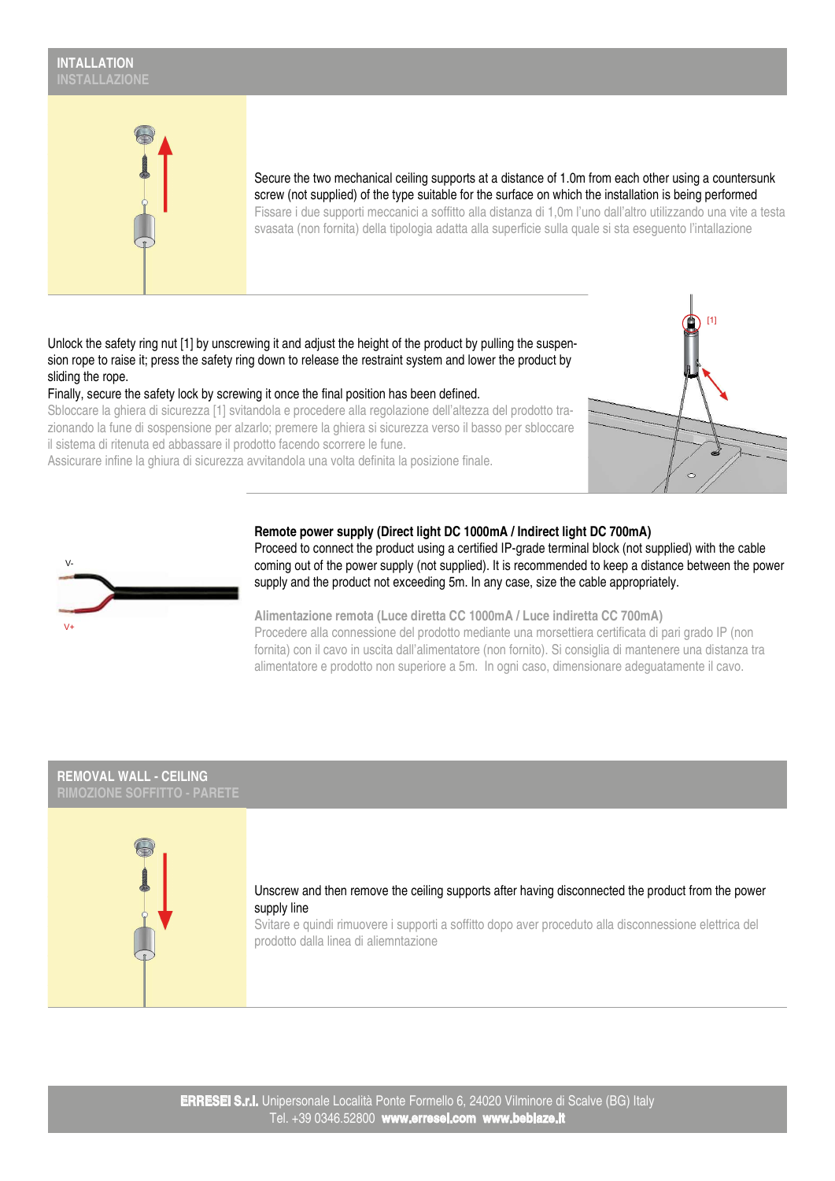## INTALLATION
## INSTALLAZIONE

Secure the two mechanical ceiling supports at a distance of 1.0m from each other using a countersunk screw (not supplied) of the type suitable for the surface on which the installation is being performed

Fissare i due supporti meccanici a soffitto alla distanza di 1,0m l'uno dall'altro utilizzando una vite a testa svasata (non fornita) della tipologia adatta alla superficie sulla quale si sta eseguento l'intallazione

Unlock the safety ring nut [1] by unscrewing it and adjust the height of the product by pulling the suspension rope to raise it; press the safety ring down to release the restraint system and lower the product by sliding the rope.

Finally, secure the safety lock by screwing it once the final position has been defined.

Sbloccare la ghiera di sicurezza [1] svitandola e procedere alla regolazione dell'altezza del prodotto trazionando la fune di sospensione per alzarlo; premere la ghiera si sicurezza verso il basso per sbloccare il sistema di ritenuta ed abbassare il prodotto facendo scorrere le fune.

Assicurare infine la ghiura di sicurezza avvitandola una volta definita la posizione finale.

[1]

V-

V+

**Remote power supply (Direct light DC 1000mA / Indirect light DC 700mA)**

Proceed to connect the product using a certified IP-grade terminal block (not supplied) with the cable coming out of the power supply (not supplied). It is recommended to keep a distance between the power supply and the product not exceeding 5m. In any case, size the cable appropriately.

**Alimentazione remota (Luce diretta CC 1000mA / Luce indiretta CC 700mA)**

Procedere alla connessione del prodotto mediante una morsettiera certificata di pari grado IP (non fornita) con il cavo in uscita dall'alimentatore (non fornito). Si consiglia di mantenere una distanza tra alimentatore e prodotto non superiore a 5m. In ogni caso, dimensionare adeguatamente il cavo.

## REMOVAL WALL - CEILING
## RIMOZIONE SOFFITTO - PARETE

Unscrew and then remove the ceiling supports after having disconnected the product from the power supply line

Svitare e quindi rimuovere i supporti a soffitto dopo aver proceduto alla disconnessione elettrica del prodotto dalla linea di aliemntazione

**ERRESEI S.r.l.** Unipersonale Località Ponte Formello 6, 24020 Vilminore di Scalve (BG) Italy
Tel. +39 0346.52800 **www.erresei.com** **www.beblaze.it**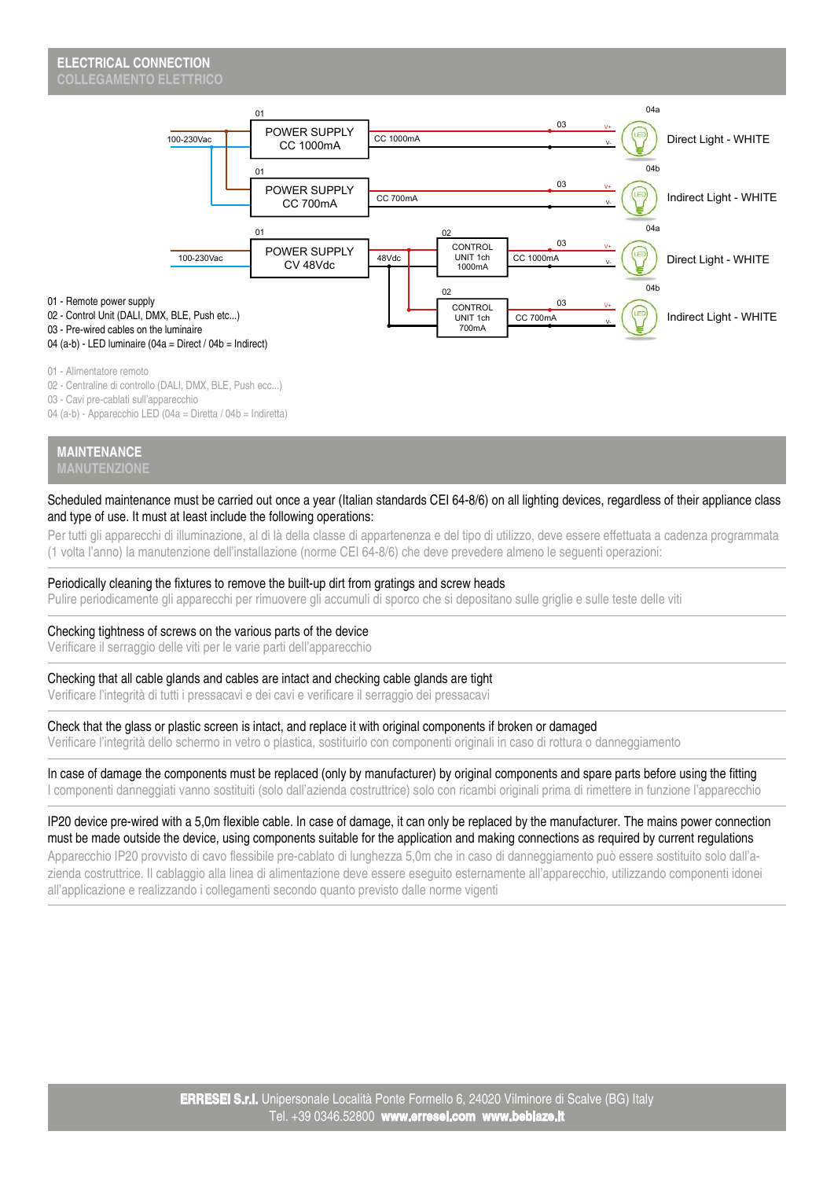## ELECTRICAL CONNECTION
## COLLEGAMENTO ELETTRICO

01
100-230Vac
POWER SUPPLY
CC 1000mA
CC 1000mA
03
V+
V-
04a
Direct Light - WHITE

01
POWER SUPPLY
CC 700mA
CC 700mA
03
V+
V-
04b
Indirect Light - WHITE

01
100-230Vac
POWER SUPPLY
CV 48Vdc
48Vdc
02
CONTROL
UNIT 1ch
1000mA
CC 1000mA
03
V+
V-
04a
Direct Light - WHITE

02
CONTROL
UNIT 1ch
700mA
CC 700mA
03
V+
V-
04b
Indirect Light - WHITE

01 - Remote power supply
02 - Control Unit (DALI, DMX, BLE, Push etc...)
03 - Pre-wired cables on the luminaire
04 (a-b) - LED luminaire (04a = Direct / 04b = Indirect)

01 - Alimentatore remoto
02 - Centraline di controllo (DALI, DMX, BLE, Push ecc...)
03 - Cavi pre-cablati sull'apparecchio
04 (a-b) - Apparecchio LED (04a = Diretta / 04b = Indiretta)

## MAINTENANCE
## MANUTENZIONE

Scheduled maintenance must be carried out once a year (Italian standards CEI 64-8/6) on all lighting devices, regardless of their appliance class and type of use. It must at least include the following operations:

Per tutti gli apparecchi di illuminazione, al di là della classe di appartenenza e del tipo di utilizzo, deve essere effettuata a cadenza programmata (1 volta l'anno) la manutenzione dell'installazione (norme CEI 64-8/6) che deve prevedere almeno le seguenti operazioni:

Periodically cleaning the fixtures to remove the built-up dirt from gratings and screw heads
Pulire periodicamente gli apparecchi per rimuovere gli accumuli di sporco che si depositano sulle griglie e sulle teste delle viti

Checking tightness of screws on the various parts of the device
Verificare il serraggio delle viti per le varie parti dell'apparecchio

Checking that all cable glands and cables are intact and checking cable glands are tight
Verificare l'integrità di tutti i pressacavi e dei cavi e verificare il serraggio dei pressacavi

Check that the glass or plastic screen is intact, and replace it with original components if broken or damaged
Verificare l'integrità dello schermo in vetro o plastica, sostituirlo con componenti originali in caso di rottura o danneggiamento

In case of damage the components must be replaced (only by manufacturer) by original components and spare parts before using the fitting
I componenti danneggiati vanno sostituiti (solo dall'azienda costruttrice) solo con ricambi originali prima di rimettere in funzione l'apparecchio

IP20 device pre-wired with a 5,0m flexible cable. In case of damage, it can only be replaced by the manufacturer. The mains power connection must be made outside the device, using components suitable for the application and making connections as required by current regulations
Apparecchio IP20 provvisto di cavo flessibile pre-cablato di lunghezza 5,0m che in caso di danneggiamento può essere sostituito solo dall'azienda costruttrice. Il cablaggio alla linea di alimentazione deve essere eseguito esternamente all'apparecchio, utilizzando componenti idonei all'applicazione e realizzando i collegamenti secondo quanto previsto dalle norme vigenti

**ERRESEI S.r.l.** Unipersonale Località Ponte Formello 6, 24020 Vilminore di Scalve (BG) Italy
Tel. +39 0346.52800 **www.erresei.com www.beblaze.it**